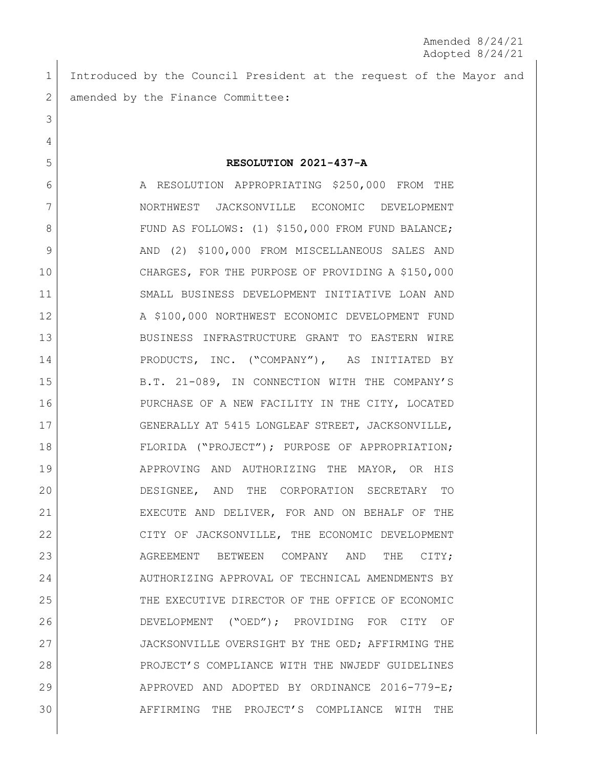Amended 8/24/21
Adopted 8/24/21

Introduced by the Council President at the request of the Mayor and amended by the Finance Committee:

**RESOLUTION 2021-437-A**

A RESOLUTION APPROPRIATING $250,000 FROM THE NORTHWEST JACKSONVILLE ECONOMIC DEVELOPMENT FUND AS FOLLOWS: (1) $150,000 FROM FUND BALANCE; AND (2) $100,000 FROM MISCELLANEOUS SALES AND CHARGES, FOR THE PURPOSE OF PROVIDING A $150,000 SMALL BUSINESS DEVELOPMENT INITIATIVE LOAN AND A $100,000 NORTHWEST ECONOMIC DEVELOPMENT FUND BUSINESS INFRASTRUCTURE GRANT TO EASTERN WIRE PRODUCTS, INC. ("COMPANY"), AS INITIATED BY B.T. 21-089, IN CONNECTION WITH THE COMPANY'S PURCHASE OF A NEW FACILITY IN THE CITY, LOCATED GENERALLY AT 5415 LONGLEAF STREET, JACKSONVILLE, FLORIDA ("PROJECT"); PURPOSE OF APPROPRIATION; APPROVING AND AUTHORIZING THE MAYOR, OR HIS DESIGNEE, AND THE CORPORATION SECRETARY TO EXECUTE AND DELIVER, FOR AND ON BEHALF OF THE CITY OF JACKSONVILLE, THE ECONOMIC DEVELOPMENT AGREEMENT BETWEEN COMPANY AND THE CITY; AUTHORIZING APPROVAL OF TECHNICAL AMENDMENTS BY THE EXECUTIVE DIRECTOR OF THE OFFICE OF ECONOMIC DEVELOPMENT ("OED"); PROVIDING FOR CITY OF JACKSONVILLE OVERSIGHT BY THE OED; AFFIRMING THE PROJECT'S COMPLIANCE WITH THE NWJEDF GUIDELINES APPROVED AND ADOPTED BY ORDINANCE 2016-779-E; AFFIRMING THE PROJECT'S COMPLIANCE WITH THE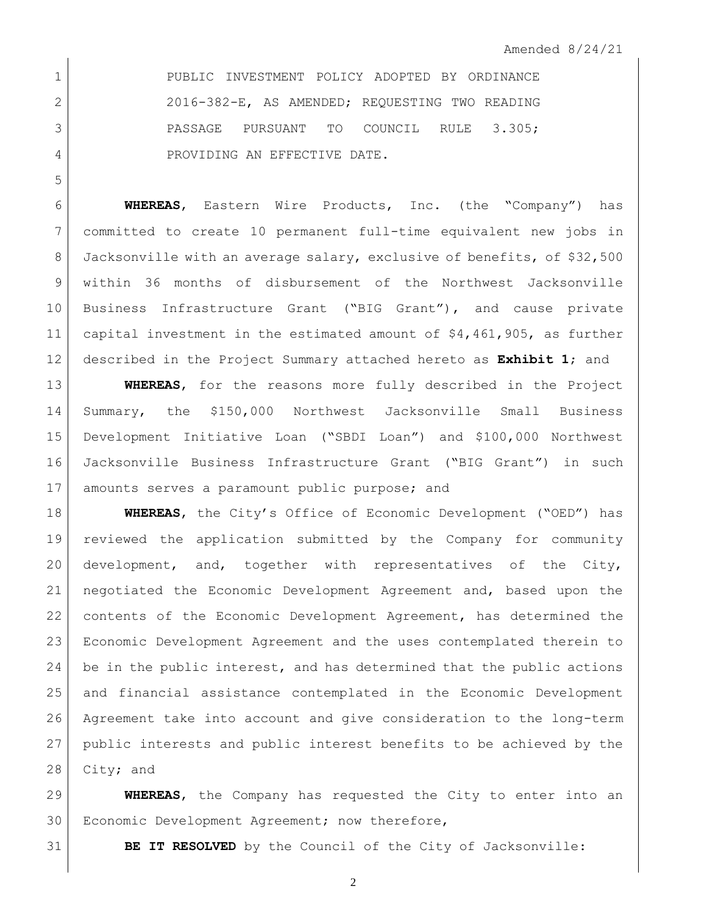Amended 8/24/21

PUBLIC INVESTMENT POLICY ADOPTED BY ORDINANCE 2016-382-E, AS AMENDED; REQUESTING TWO READING PASSAGE PURSUANT TO COUNCIL RULE 3.305; PROVIDING AN EFFECTIVE DATE.

**WHEREAS**, Eastern Wire Products, Inc. (the "Company") has committed to create 10 permanent full-time equivalent new jobs in Jacksonville with an average salary, exclusive of benefits, of $32,500 within 36 months of disbursement of the Northwest Jacksonville Business Infrastructure Grant ("BIG Grant"), and cause private capital investment in the estimated amount of $4,461,905, as further described in the Project Summary attached hereto as **Exhibit 1**; and

**WHEREAS**, for the reasons more fully described in the Project Summary, the $150,000 Northwest Jacksonville Small Business Development Initiative Loan ("SBDI Loan") and $100,000 Northwest Jacksonville Business Infrastructure Grant ("BIG Grant") in such amounts serves a paramount public purpose; and

**WHEREAS**, the City's Office of Economic Development ("OED") has reviewed the application submitted by the Company for community development, and, together with representatives of the City, negotiated the Economic Development Agreement and, based upon the contents of the Economic Development Agreement, has determined the Economic Development Agreement and the uses contemplated therein to be in the public interest, and has determined that the public actions and financial assistance contemplated in the Economic Development Agreement take into account and give consideration to the long-term public interests and public interest benefits to be achieved by the City; and

**WHEREAS**, the Company has requested the City to enter into an Economic Development Agreement; now therefore,

**BE IT RESOLVED** by the Council of the City of Jacksonville: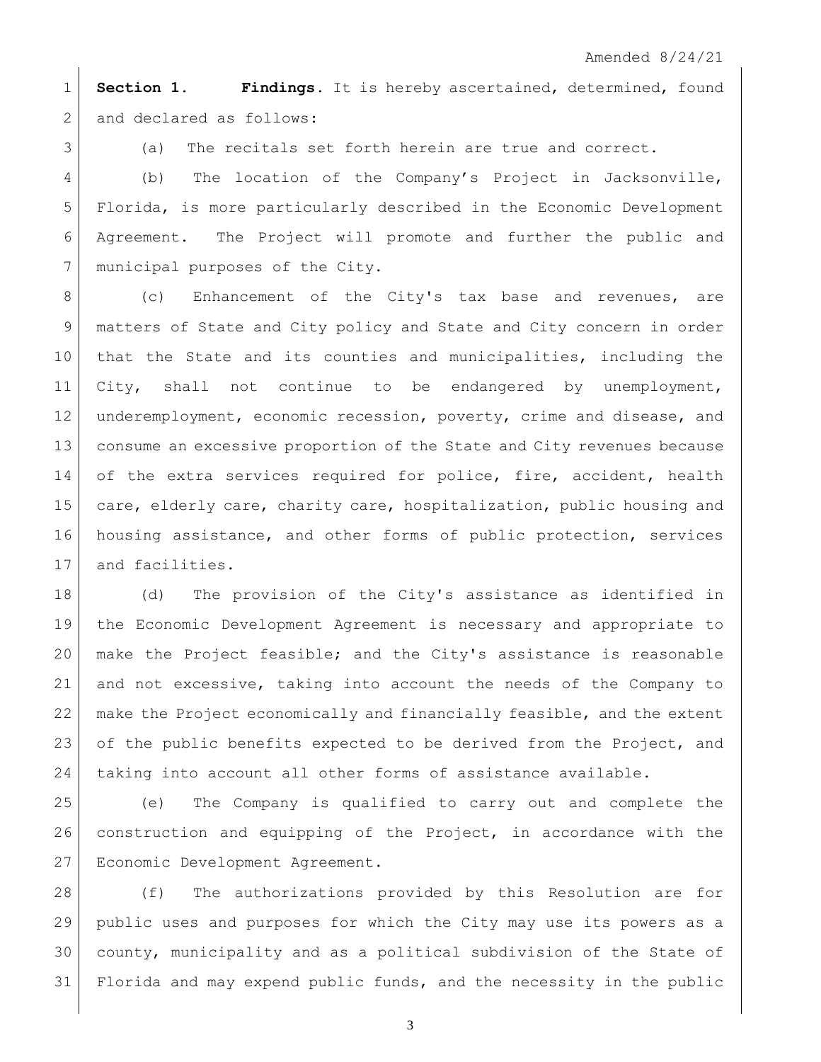Amended 8/24/21

**Section 1. Findings.** It is hereby ascertained, determined, found and declared as follows:

(a) The recitals set forth herein are true and correct.

(b) The location of the Company's Project in Jacksonville, Florida, is more particularly described in the Economic Development Agreement. The Project will promote and further the public and municipal purposes of the City.

(c) Enhancement of the City's tax base and revenues, are matters of State and City policy and State and City concern in order that the State and its counties and municipalities, including the City, shall not continue to be endangered by unemployment, underemployment, economic recession, poverty, crime and disease, and consume an excessive proportion of the State and City revenues because of the extra services required for police, fire, accident, health care, elderly care, charity care, hospitalization, public housing and housing assistance, and other forms of public protection, services and facilities.

(d) The provision of the City's assistance as identified in the Economic Development Agreement is necessary and appropriate to make the Project feasible; and the City's assistance is reasonable and not excessive, taking into account the needs of the Company to make the Project economically and financially feasible, and the extent of the public benefits expected to be derived from the Project, and taking into account all other forms of assistance available.

(e) The Company is qualified to carry out and complete the construction and equipping of the Project, in accordance with the Economic Development Agreement.

(f) The authorizations provided by this Resolution are for public uses and purposes for which the City may use its powers as a county, municipality and as a political subdivision of the State of Florida and may expend public funds, and the necessity in the public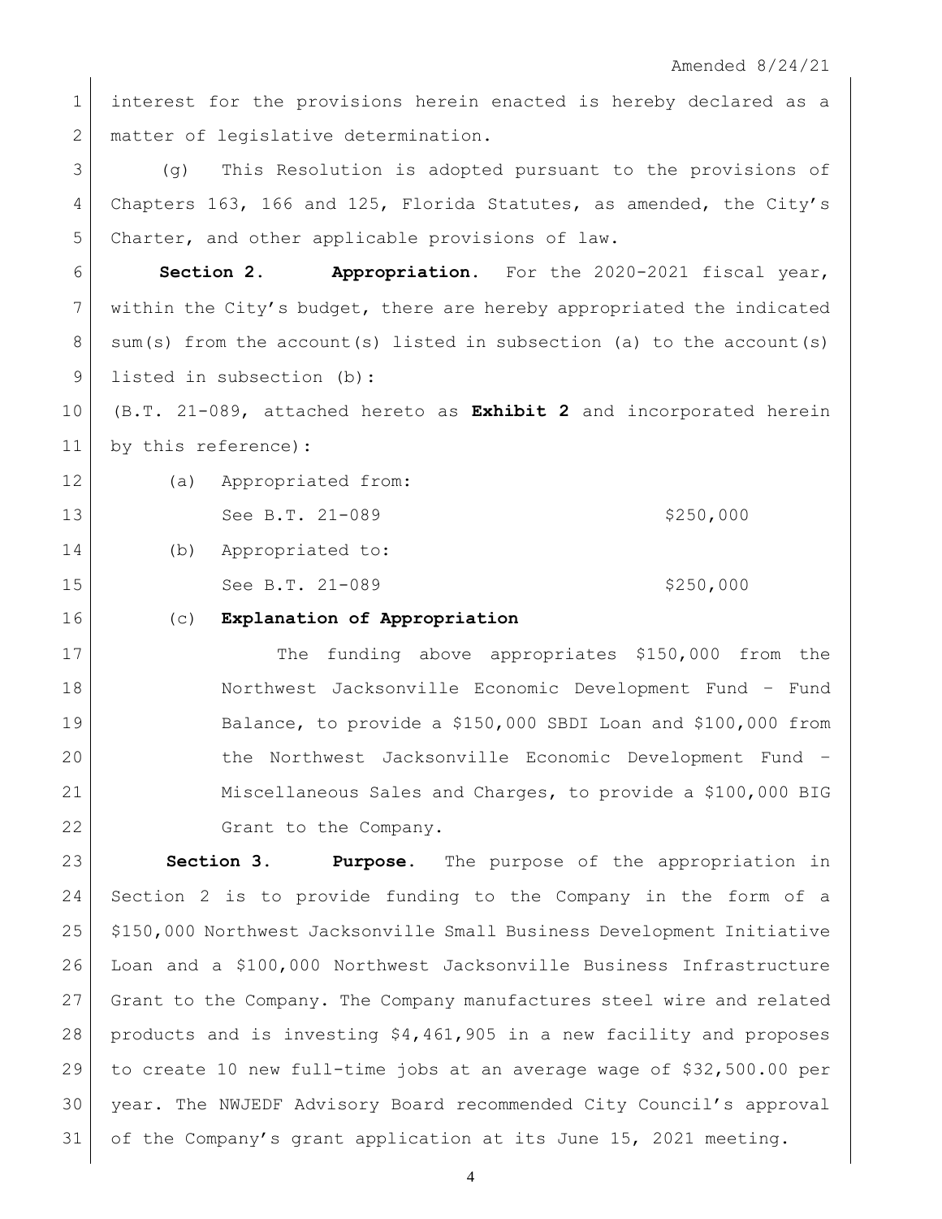interest for the provisions herein enacted is hereby declared as a matter of legislative determination.

(g) This Resolution is adopted pursuant to the provisions of Chapters 163, 166 and 125, Florida Statutes, as amended, the City's Charter, and other applicable provisions of law.

**Section 2. Appropriation.** For the 2020-2021 fiscal year, within the City's budget, there are hereby appropriated the indicated sum(s) from the account(s) listed in subsection (a) to the account(s) listed in subsection (b):

(B.T. 21-089, attached hereto as **Exhibit 2** and incorporated herein by this reference):

(a) Appropriated from:

See B.T. 21-089 $250,000

(b) Appropriated to:

See B.T. 21-089 $250,000

(c) **Explanation of Appropriation**

The funding above appropriates $150,000 from the Northwest Jacksonville Economic Development Fund – Fund Balance, to provide a $150,000 SBDI Loan and $100,000 from the Northwest Jacksonville Economic Development Fund – Miscellaneous Sales and Charges, to provide a $100,000 BIG Grant to the Company.

**Section 3. Purpose.** The purpose of the appropriation in Section 2 is to provide funding to the Company in the form of a $150,000 Northwest Jacksonville Small Business Development Initiative Loan and a $100,000 Northwest Jacksonville Business Infrastructure Grant to the Company. The Company manufactures steel wire and related products and is investing $4,461,905 in a new facility and proposes to create 10 new full-time jobs at an average wage of $32,500.00 per year. The NWJEDF Advisory Board recommended City Council's approval of the Company's grant application at its June 15, 2021 meeting.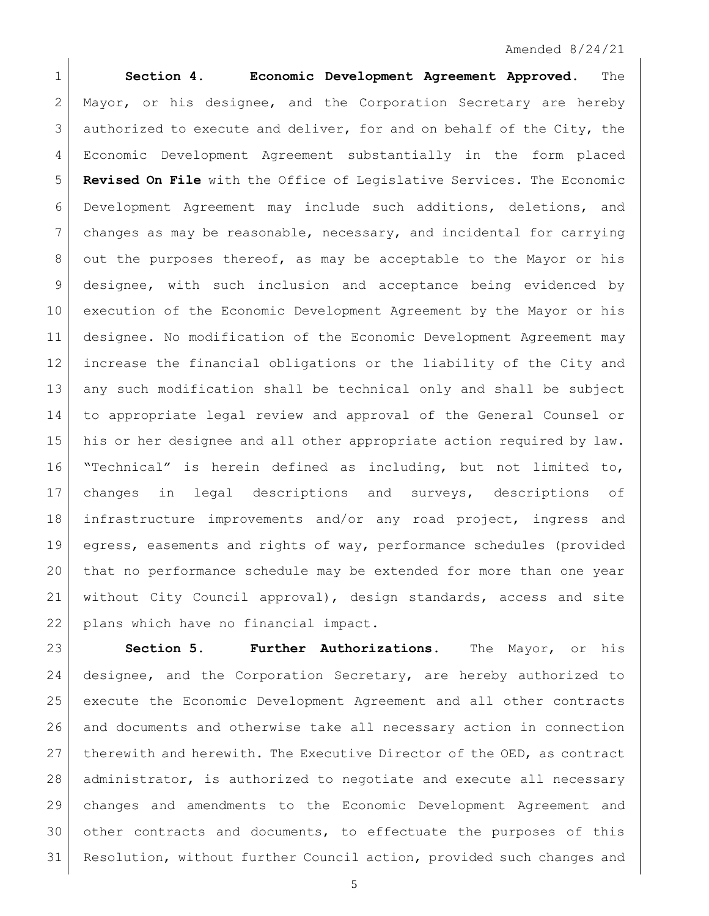Amended 8/24/21

**Section 4. Economic Development Agreement Approved.** The Mayor, or his designee, and the Corporation Secretary are hereby authorized to execute and deliver, for and on behalf of the City, the Economic Development Agreement substantially in the form placed **Revised On File** with the Office of Legislative Services. The Economic Development Agreement may include such additions, deletions, and changes as may be reasonable, necessary, and incidental for carrying out the purposes thereof, as may be acceptable to the Mayor or his designee, with such inclusion and acceptance being evidenced by execution of the Economic Development Agreement by the Mayor or his designee. No modification of the Economic Development Agreement may increase the financial obligations or the liability of the City and any such modification shall be technical only and shall be subject to appropriate legal review and approval of the General Counsel or his or her designee and all other appropriate action required by law. "Technical" is herein defined as including, but not limited to, changes in legal descriptions and surveys, descriptions of infrastructure improvements and/or any road project, ingress and egress, easements and rights of way, performance schedules (provided that no performance schedule may be extended for more than one year without City Council approval), design standards, access and site plans which have no financial impact.

**Section 5. Further Authorizations.** The Mayor, or his designee, and the Corporation Secretary, are hereby authorized to execute the Economic Development Agreement and all other contracts and documents and otherwise take all necessary action in connection therewith and herewith. The Executive Director of the OED, as contract administrator, is authorized to negotiate and execute all necessary changes and amendments to the Economic Development Agreement and other contracts and documents, to effectuate the purposes of this Resolution, without further Council action, provided such changes and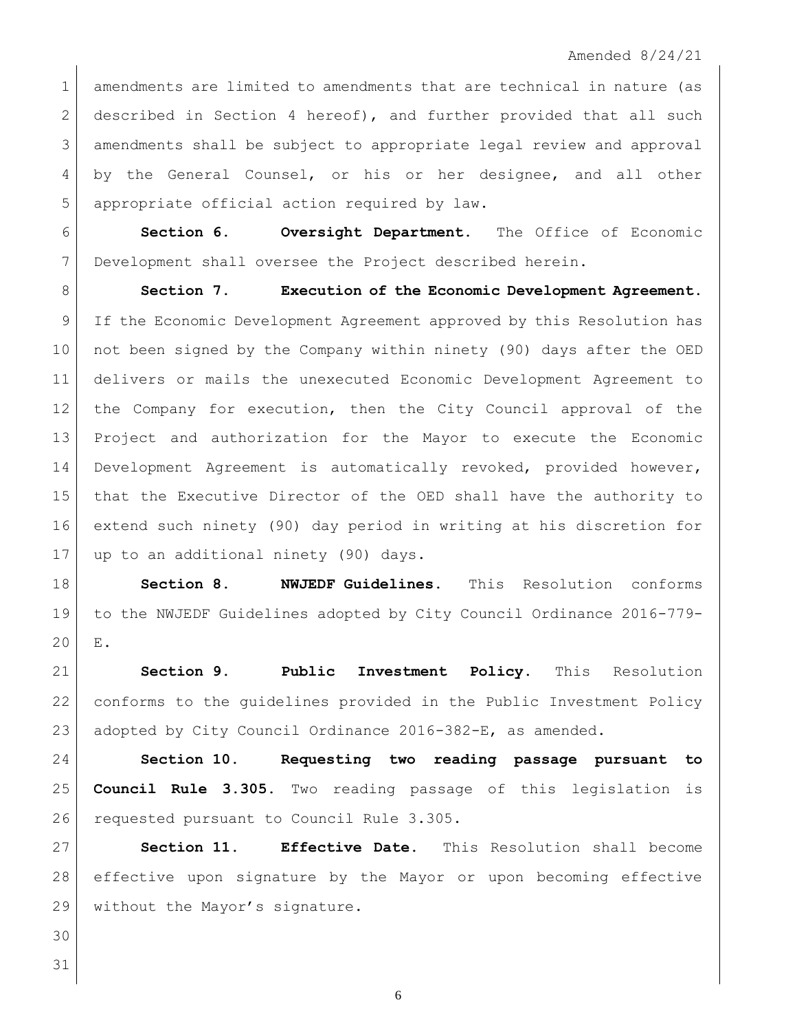amendments are limited to amendments that are technical in nature (as described in Section 4 hereof), and further provided that all such amendments shall be subject to appropriate legal review and approval by the General Counsel, or his or her designee, and all other appropriate official action required by law.

**Section 6. Oversight Department.** The Office of Economic Development shall oversee the Project described herein.

**Section 7. Execution of the Economic Development Agreement.** If the Economic Development Agreement approved by this Resolution has not been signed by the Company within ninety (90) days after the OED delivers or mails the unexecuted Economic Development Agreement to the Company for execution, then the City Council approval of the Project and authorization for the Mayor to execute the Economic Development Agreement is automatically revoked, provided however, that the Executive Director of the OED shall have the authority to extend such ninety (90) day period in writing at his discretion for up to an additional ninety (90) days.

**Section 8. NWJEDF Guidelines.** This Resolution conforms to the NWJEDF Guidelines adopted by City Council Ordinance 2016-779-E.

**Section 9. Public Investment Policy.** This Resolution conforms to the guidelines provided in the Public Investment Policy adopted by City Council Ordinance 2016-382-E, as amended.

**Section 10. Requesting two reading passage pursuant to Council Rule 3.305.** Two reading passage of this legislation is requested pursuant to Council Rule 3.305.

**Section 11. Effective Date.** This Resolution shall become effective upon signature by the Mayor or upon becoming effective without the Mayor's signature.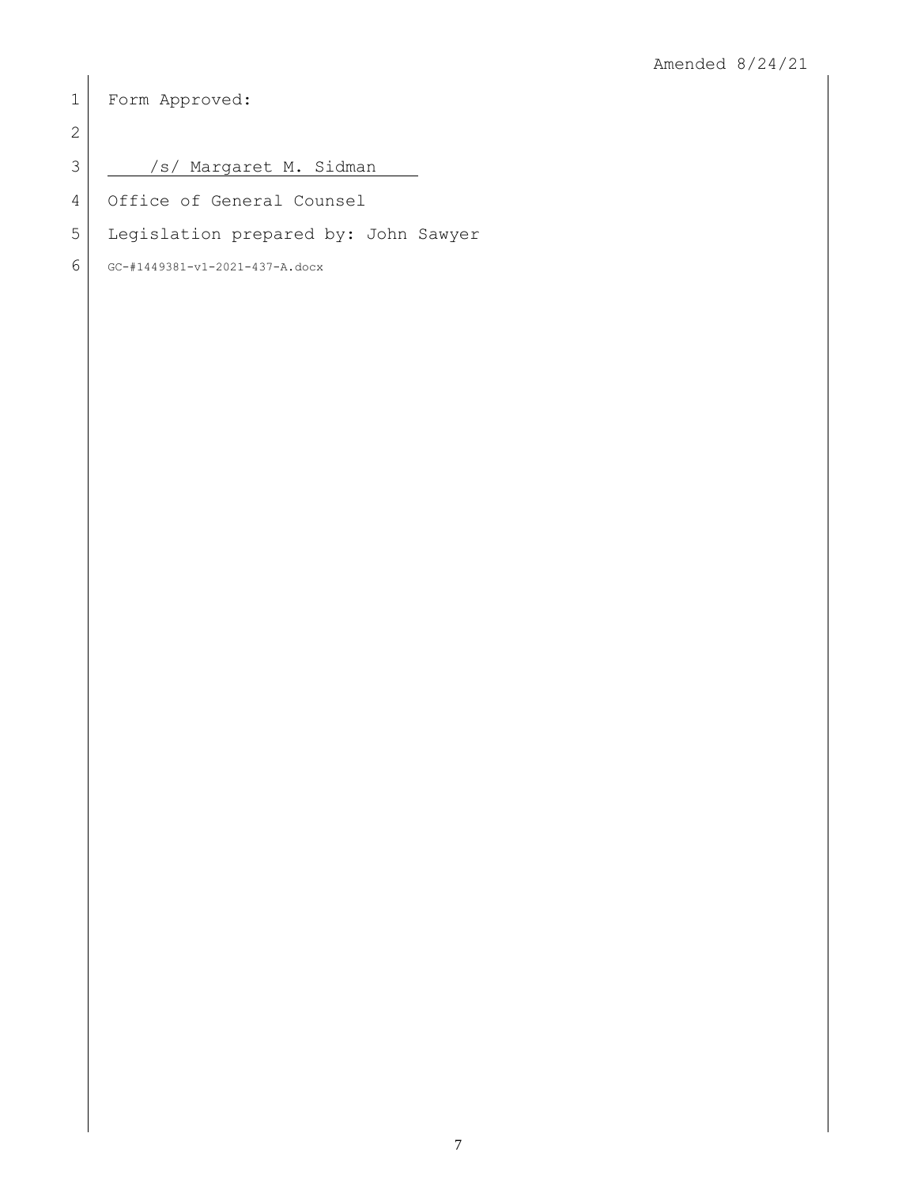Amended 8/24/21

Form Approved:

/s/ Margaret M. Sidman

Office of General Counsel

Legislation prepared by: John Sawyer

GC-#1449381-v1-2021-437-A.docx